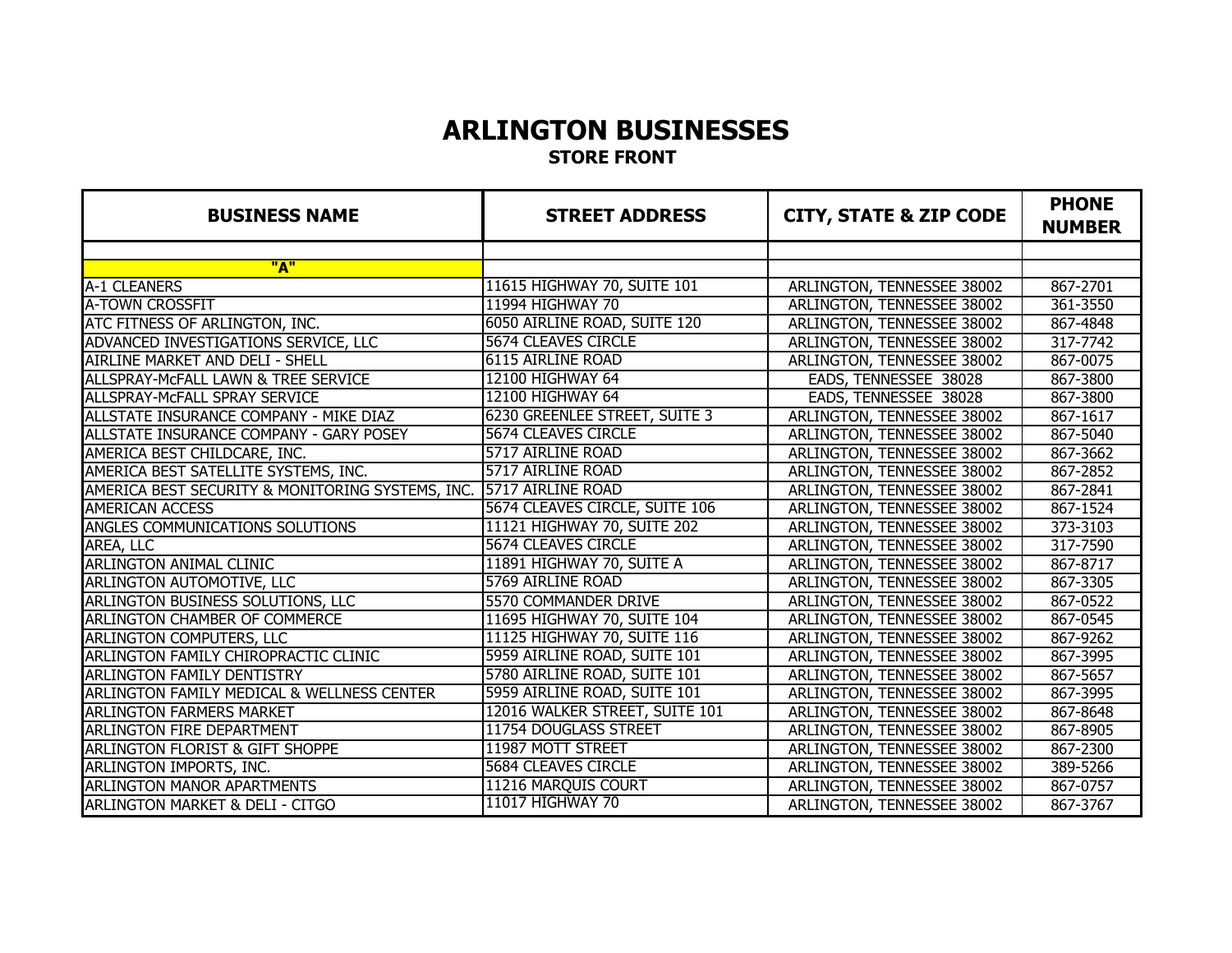# ARLINGTON BUSINESSES

## STORE FRONT

| BUSINESS NAME | STREET ADDRESS | CITY, STATE & ZIP CODE | PHONE NUMBER |
|---|---|---|---|
| | | | |
| **"A"** | | | |
| A-1 CLEANERS | 11615 HIGHWAY 70, SUITE 101 | ARLINGTON, TENNESSEE 38002 | 867-2701 |
| A-TOWN CROSSFIT | 11994 HIGHWAY 70 | ARLINGTON, TENNESSEE 38002 | 361-3550 |
| ATC FITNESS OF ARLINGTON, INC. | 6050 AIRLINE ROAD, SUITE 120 | ARLINGTON, TENNESSEE 38002 | 867-4848 |
| ADVANCED INVESTIGATIONS SERVICE, LLC | 5674 CLEAVES CIRCLE | ARLINGTON, TENNESSEE 38002 | 317-7742 |
| AIRLINE MARKET AND DELI - SHELL | 6115 AIRLINE ROAD | ARLINGTON, TENNESSEE 38002 | 867-0075 |
| ALLSPRAY-McFALL LAWN & TREE SERVICE | 12100 HIGHWAY 64 | EADS, TENNESSEE 38028 | 867-3800 |
| ALLSPRAY-McFALL SPRAY SERVICE | 12100 HIGHWAY 64 | EADS, TENNESSEE 38028 | 867-3800 |
| ALLSTATE INSURANCE COMPANY - MIKE DIAZ | 6230 GREENLEE STREET, SUITE 3 | ARLINGTON, TENNESSEE 38002 | 867-1617 |
| ALLSTATE INSURANCE COMPANY - GARY POSEY | 5674 CLEAVES CIRCLE | ARLINGTON, TENNESSEE 38002 | 867-5040 |
| AMERICA BEST CHILDCARE, INC. | 5717 AIRLINE ROAD | ARLINGTON, TENNESSEE 38002 | 867-3662 |
| AMERICA BEST SATELLITE SYSTEMS, INC. | 5717 AIRLINE ROAD | ARLINGTON, TENNESSEE 38002 | 867-2852 |
| AMERICA BEST SECURITY & MONITORING SYSTEMS, INC. | 5717 AIRLINE ROAD | ARLINGTON, TENNESSEE 38002 | 867-2841 |
| AMERICAN ACCESS | 5674 CLEAVES CIRCLE, SUITE 106 | ARLINGTON, TENNESSEE 38002 | 867-1524 |
| ANGLES COMMUNICATIONS SOLUTIONS | 11121 HIGHWAY 70, SUITE 202 | ARLINGTON, TENNESSEE 38002 | 373-3103 |
| AREA, LLC | 5674 CLEAVES CIRCLE | ARLINGTON, TENNESSEE 38002 | 317-7590 |
| ARLINGTON ANIMAL CLINIC | 11891 HIGHWAY 70, SUITE A | ARLINGTON, TENNESSEE 38002 | 867-8717 |
| ARLINGTON AUTOMOTIVE, LLC | 5769 AIRLINE ROAD | ARLINGTON, TENNESSEE 38002 | 867-3305 |
| ARLINGTON BUSINESS SOLUTIONS, LLC | 5570 COMMANDER DRIVE | ARLINGTON, TENNESSEE 38002 | 867-0522 |
| ARLINGTON CHAMBER OF COMMERCE | 11695 HIGHWAY 70, SUITE 104 | ARLINGTON, TENNESSEE 38002 | 867-0545 |
| ARLINGTON COMPUTERS, LLC | 11125 HIGHWAY 70, SUITE 116 | ARLINGTON, TENNESSEE 38002 | 867-9262 |
| ARLINGTON FAMILY CHIROPRACTIC CLINIC | 5959 AIRLINE ROAD, SUITE 101 | ARLINGTON, TENNESSEE 38002 | 867-3995 |
| ARLINGTON FAMILY DENTISTRY | 5780 AIRLINE ROAD, SUITE 101 | ARLINGTON, TENNESSEE 38002 | 867-5657 |
| ARLINGTON FAMILY MEDICAL & WELLNESS CENTER | 5959 AIRLINE ROAD, SUITE 101 | ARLINGTON, TENNESSEE 38002 | 867-3995 |
| ARLINGTON FARMERS MARKET | 12016 WALKER STREET, SUITE 101 | ARLINGTON, TENNESSEE 38002 | 867-8648 |
| ARLINGTON FIRE DEPARTMENT | 11754 DOUGLASS STREET | ARLINGTON, TENNESSEE 38002 | 867-8905 |
| ARLINGTON FLORIST & GIFT SHOPPE | 11987 MOTT STREET | ARLINGTON, TENNESSEE 38002 | 867-2300 |
| ARLINGTON IMPORTS, INC. | 5684 CLEAVES CIRCLE | ARLINGTON, TENNESSEE 38002 | 389-5266 |
| ARLINGTON MANOR APARTMENTS | 11216 MARQUIS COURT | ARLINGTON, TENNESSEE 38002 | 867-0757 |
| ARLINGTON MARKET & DELI - CITGO | 11017 HIGHWAY 70 | ARLINGTON, TENNESSEE 38002 | 867-3767 |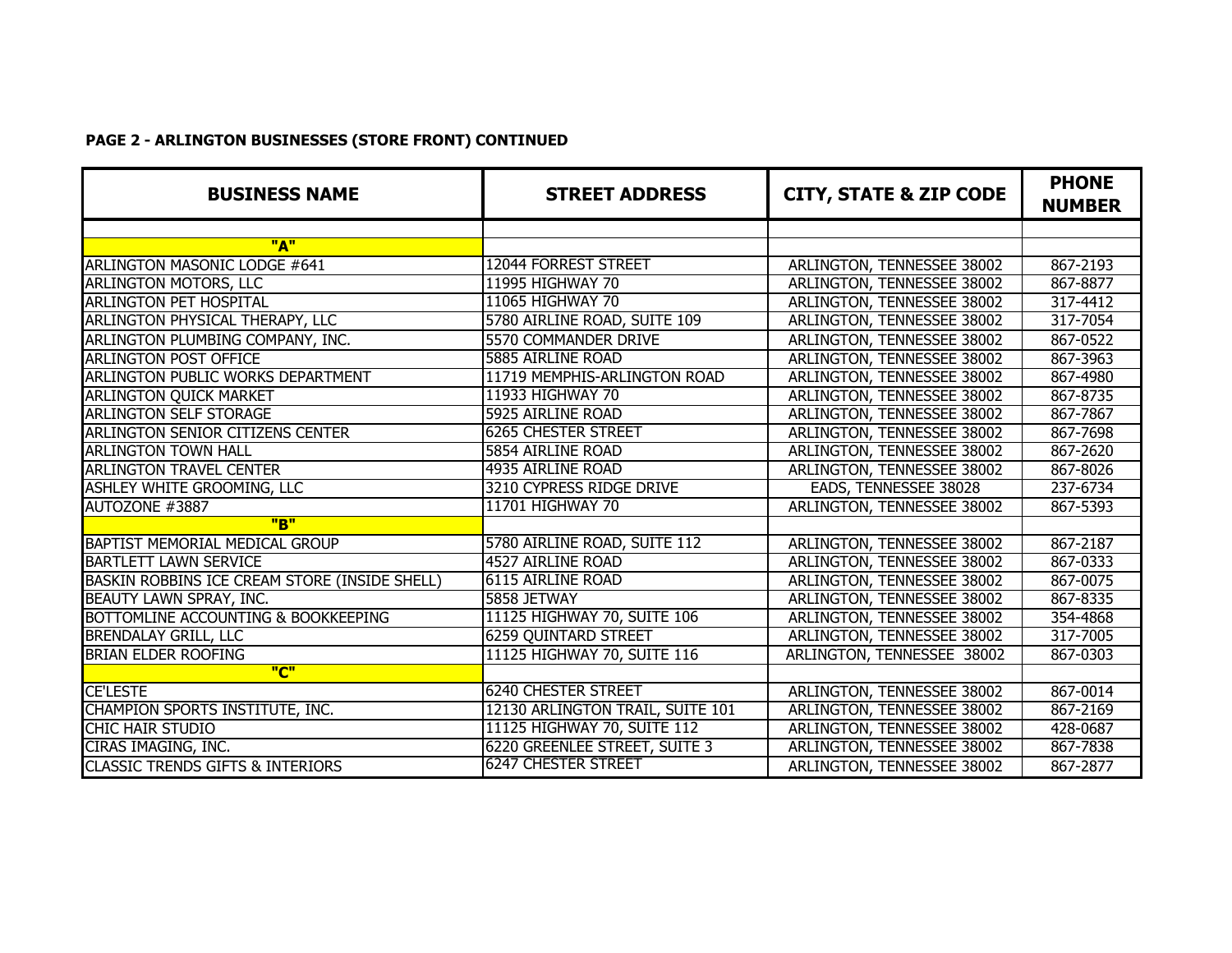**PAGE 2 - ARLINGTON BUSINESSES (STORE FRONT) CONTINUED**

| BUSINESS NAME | STREET ADDRESS | CITY, STATE & ZIP CODE | PHONE NUMBER |
|---|---|---|---|
| | | | |
| **"A"** | | | |
| ARLINGTON MASONIC LODGE #641 | 12044 FORREST STREET | ARLINGTON, TENNESSEE 38002 | 867-2193 |
| ARLINGTON MOTORS, LLC | 11995 HIGHWAY 70 | ARLINGTON, TENNESSEE 38002 | 867-8877 |
| ARLINGTON PET HOSPITAL | 11065 HIGHWAY 70 | ARLINGTON, TENNESSEE 38002 | 317-4412 |
| ARLINGTON PHYSICAL THERAPY, LLC | 5780 AIRLINE ROAD, SUITE 109 | ARLINGTON, TENNESSEE 38002 | 317-7054 |
| ARLINGTON PLUMBING COMPANY, INC. | 5570 COMMANDER DRIVE | ARLINGTON, TENNESSEE 38002 | 867-0522 |
| ARLINGTON POST OFFICE | 5885 AIRLINE ROAD | ARLINGTON, TENNESSEE 38002 | 867-3963 |
| ARLINGTON PUBLIC WORKS DEPARTMENT | 11719 MEMPHIS-ARLINGTON ROAD | ARLINGTON, TENNESSEE 38002 | 867-4980 |
| ARLINGTON QUICK MARKET | 11933 HIGHWAY 70 | ARLINGTON, TENNESSEE 38002 | 867-8735 |
| ARLINGTON SELF STORAGE | 5925 AIRLINE ROAD | ARLINGTON, TENNESSEE 38002 | 867-7867 |
| ARLINGTON SENIOR CITIZENS CENTER | 6265 CHESTER STREET | ARLINGTON, TENNESSEE 38002 | 867-7698 |
| ARLINGTON TOWN HALL | 5854 AIRLINE ROAD | ARLINGTON, TENNESSEE 38002 | 867-2620 |
| ARLINGTON TRAVEL CENTER | 4935 AIRLINE ROAD | ARLINGTON, TENNESSEE 38002 | 867-8026 |
| ASHLEY WHITE GROOMING, LLC | 3210 CYPRESS RIDGE DRIVE | EADS, TENNESSEE 38028 | 237-6734 |
| AUTOZONE #3887 | 11701 HIGHWAY 70 | ARLINGTON, TENNESSEE 38002 | 867-5393 |
| **"B"** | | | |
| BAPTIST MEMORIAL MEDICAL GROUP | 5780 AIRLINE ROAD, SUITE 112 | ARLINGTON, TENNESSEE 38002 | 867-2187 |
| BARTLETT LAWN SERVICE | 4527 AIRLINE ROAD | ARLINGTON, TENNESSEE 38002 | 867-0333 |
| BASKIN ROBBINS ICE CREAM STORE (INSIDE SHELL) | 6115 AIRLINE ROAD | ARLINGTON, TENNESSEE 38002 | 867-0075 |
| BEAUTY LAWN SPRAY, INC. | 5858 JETWAY | ARLINGTON, TENNESSEE 38002 | 867-8335 |
| BOTTOMLINE ACCOUNTING & BOOKKEEPING | 11125 HIGHWAY 70, SUITE 106 | ARLINGTON, TENNESSEE 38002 | 354-4868 |
| BRENDALAY GRILL, LLC | 6259 QUINTARD STREET | ARLINGTON, TENNESSEE 38002 | 317-7005 |
| BRIAN ELDER ROOFING | 11125 HIGHWAY 70, SUITE 116 | ARLINGTON, TENNESSEE 38002 | 867-0303 |
| **"C"** | | | |
| CE'LESTE | 6240 CHESTER STREET | ARLINGTON, TENNESSEE 38002 | 867-0014 |
| CHAMPION SPORTS INSTITUTE, INC. | 12130 ARLINGTON TRAIL, SUITE 101 | ARLINGTON, TENNESSEE 38002 | 867-2169 |
| CHIC HAIR STUDIO | 11125 HIGHWAY 70, SUITE 112 | ARLINGTON, TENNESSEE 38002 | 428-0687 |
| CIRAS IMAGING, INC. | 6220 GREENLEE STREET, SUITE 3 | ARLINGTON, TENNESSEE 38002 | 867-7838 |
| CLASSIC TRENDS GIFTS & INTERIORS | 6247 CHESTER STREET | ARLINGTON, TENNESSEE 38002 | 867-2877 |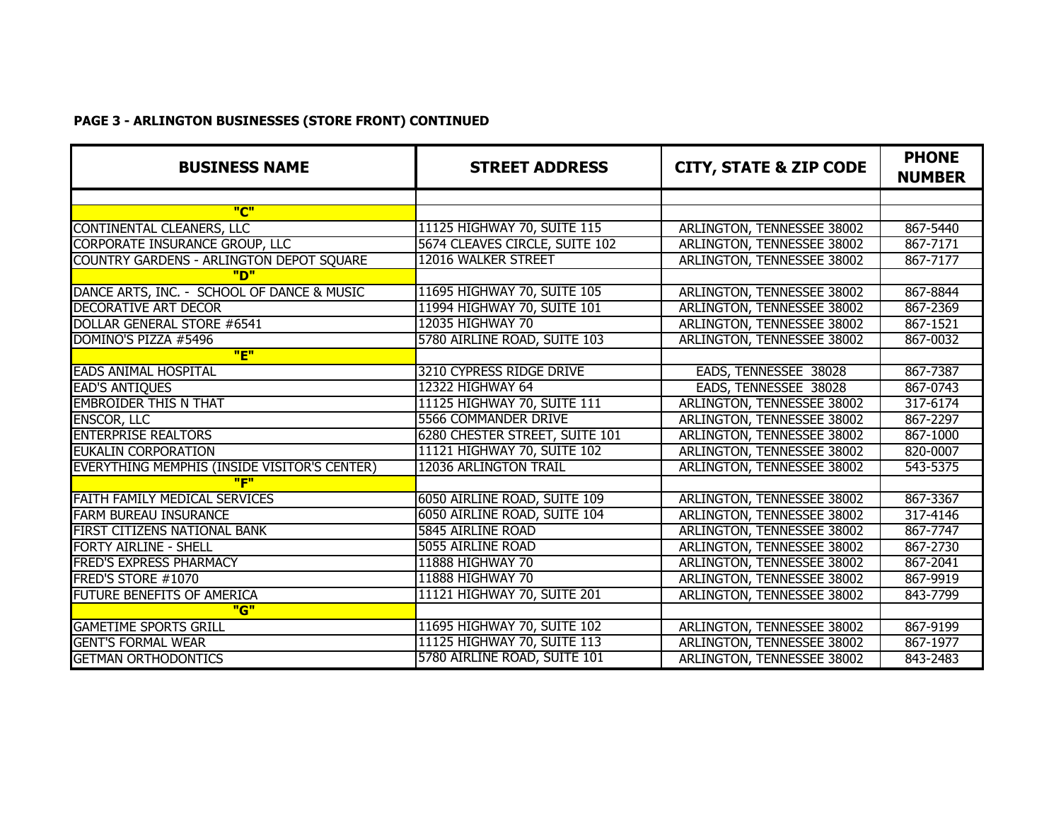**PAGE 3 - ARLINGTON BUSINESSES (STORE FRONT) CONTINUED**

| BUSINESS NAME | STREET ADDRESS | CITY, STATE & ZIP CODE | PHONE NUMBER |
|---|---|---|---|
| | | | |
| **"C"** | | | |
| CONTINENTAL CLEANERS, LLC | 11125 HIGHWAY 70, SUITE 115 | ARLINGTON, TENNESSEE 38002 | 867-5440 |
| CORPORATE INSURANCE GROUP, LLC | 5674 CLEAVES CIRCLE, SUITE 102 | ARLINGTON, TENNESSEE 38002 | 867-7171 |
| COUNTRY GARDENS - ARLINGTON DEPOT SQUARE | 12016 WALKER STREET | ARLINGTON, TENNESSEE 38002 | 867-7177 |
| **"D"** | | | |
| DANCE ARTS, INC. - SCHOOL OF DANCE & MUSIC | 11695 HIGHWAY 70, SUITE 105 | ARLINGTON, TENNESSEE 38002 | 867-8844 |
| DECORATIVE ART DECOR | 11994 HIGHWAY 70, SUITE 101 | ARLINGTON, TENNESSEE 38002 | 867-2369 |
| DOLLAR GENERAL STORE #6541 | 12035 HIGHWAY 70 | ARLINGTON, TENNESSEE 38002 | 867-1521 |
| DOMINO'S PIZZA #5496 | 5780 AIRLINE ROAD, SUITE 103 | ARLINGTON, TENNESSEE 38002 | 867-0032 |
| **"E"** | | | |
| EADS ANIMAL HOSPITAL | 3210 CYPRESS RIDGE DRIVE | EADS, TENNESSEE 38028 | 867-7387 |
| EAD'S ANTIQUES | 12322 HIGHWAY 64 | EADS, TENNESSEE 38028 | 867-0743 |
| EMBROIDER THIS N THAT | 11125 HIGHWAY 70, SUITE 111 | ARLINGTON, TENNESSEE 38002 | 317-6174 |
| ENSCOR, LLC | 5566 COMMANDER DRIVE | ARLINGTON, TENNESSEE 38002 | 867-2297 |
| ENTERPRISE REALTORS | 6280 CHESTER STREET, SUITE 101 | ARLINGTON, TENNESSEE 38002 | 867-1000 |
| EUKALIN CORPORATION | 11121 HIGHWAY 70, SUITE 102 | ARLINGTON, TENNESSEE 38002 | 820-0007 |
| EVERYTHING MEMPHIS (INSIDE VISITOR'S CENTER) | 12036 ARLINGTON TRAIL | ARLINGTON, TENNESSEE 38002 | 543-5375 |
| **"F"** | | | |
| FAITH FAMILY MEDICAL SERVICES | 6050 AIRLINE ROAD, SUITE 109 | ARLINGTON, TENNESSEE 38002 | 867-3367 |
| FARM BUREAU INSURANCE | 6050 AIRLINE ROAD, SUITE 104 | ARLINGTON, TENNESSEE 38002 | 317-4146 |
| FIRST CITIZENS NATIONAL BANK | 5845 AIRLINE ROAD | ARLINGTON, TENNESSEE 38002 | 867-7747 |
| FORTY AIRLINE - SHELL | 5055 AIRLINE ROAD | ARLINGTON, TENNESSEE 38002 | 867-2730 |
| FRED'S EXPRESS PHARMACY | 11888 HIGHWAY 70 | ARLINGTON, TENNESSEE 38002 | 867-2041 |
| FRED'S STORE #1070 | 11888 HIGHWAY 70 | ARLINGTON, TENNESSEE 38002 | 867-9919 |
| FUTURE BENEFITS OF AMERICA | 11121 HIGHWAY 70, SUITE 201 | ARLINGTON, TENNESSEE 38002 | 843-7799 |
| **"G"** | | | |
| GAMETIME SPORTS GRILL | 11695 HIGHWAY 70, SUITE 102 | ARLINGTON, TENNESSEE 38002 | 867-9199 |
| GENT'S FORMAL WEAR | 11125 HIGHWAY 70, SUITE 113 | ARLINGTON, TENNESSEE 38002 | 867-1977 |
| GETMAN ORTHODONTICS | 5780 AIRLINE ROAD, SUITE 101 | ARLINGTON, TENNESSEE 38002 | 843-2483 |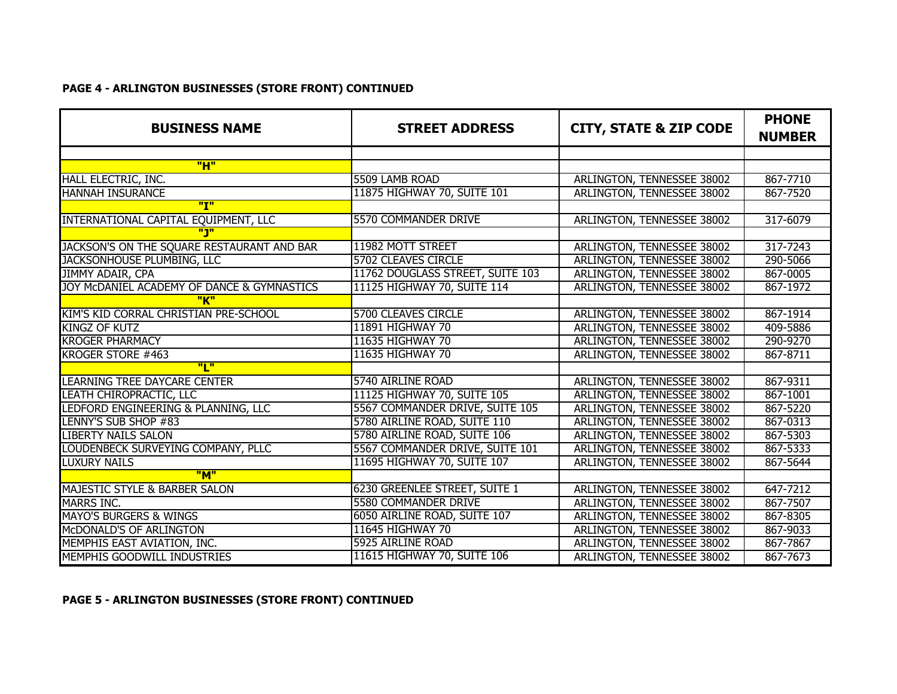**PAGE 4 - ARLINGTON BUSINESSES (STORE FRONT) CONTINUED**

| BUSINESS NAME | STREET ADDRESS | CITY, STATE & ZIP CODE | PHONE NUMBER |
|---|---|---|---|
| | | | |
| **"H"** | | | |
| HALL ELECTRIC, INC. | 5509 LAMB ROAD | ARLINGTON, TENNESSEE 38002 | 867-7710 |
| HANNAH INSURANCE | 11875 HIGHWAY 70, SUITE 101 | ARLINGTON, TENNESSEE 38002 | 867-7520 |
| **"I"** | | | |
| INTERNATIONAL CAPITAL EQUIPMENT, LLC | 5570 COMMANDER DRIVE | ARLINGTON, TENNESSEE 38002 | 317-6079 |
| **"J"** | | | |
| JACKSON'S ON THE SQUARE RESTAURANT AND BAR | 11982 MOTT STREET | ARLINGTON, TENNESSEE 38002 | 317-7243 |
| JACKSONHOUSE PLUMBING, LLC | 5702 CLEAVES CIRCLE | ARLINGTON, TENNESSEE 38002 | 290-5066 |
| JIMMY ADAIR, CPA | 11762 DOUGLASS STREET, SUITE 103 | ARLINGTON, TENNESSEE 38002 | 867-0005 |
| JOY McDANIEL ACADEMY OF DANCE & GYMNASTICS | 11125 HIGHWAY 70, SUITE 114 | ARLINGTON, TENNESSEE 38002 | 867-1972 |
| **"K"** | | | |
| KIM'S KID CORRAL CHRISTIAN PRE-SCHOOL | 5700 CLEAVES CIRCLE | ARLINGTON, TENNESSEE 38002 | 867-1914 |
| KINGZ OF KUTZ | 11891 HIGHWAY 70 | ARLINGTON, TENNESSEE 38002 | 409-5886 |
| KROGER PHARMACY | 11635 HIGHWAY 70 | ARLINGTON, TENNESSEE 38002 | 290-9270 |
| KROGER STORE #463 | 11635 HIGHWAY 70 | ARLINGTON, TENNESSEE 38002 | 867-8711 |
| **"L"** | | | |
| LEARNING TREE DAYCARE CENTER | 5740 AIRLINE ROAD | ARLINGTON, TENNESSEE 38002 | 867-9311 |
| LEATH CHIROPRACTIC, LLC | 11125 HIGHWAY 70, SUITE 105 | ARLINGTON, TENNESSEE 38002 | 867-1001 |
| LEDFORD ENGINEERING & PLANNING, LLC | 5567 COMMANDER DRIVE, SUITE 105 | ARLINGTON, TENNESSEE 38002 | 867-5220 |
| LENNY'S SUB SHOP #83 | 5780 AIRLINE ROAD, SUITE 110 | ARLINGTON, TENNESSEE 38002 | 867-0313 |
| LIBERTY NAILS SALON | 5780 AIRLINE ROAD, SUITE 106 | ARLINGTON, TENNESSEE 38002 | 867-5303 |
| LOUDENBECK SURVEYING COMPANY, PLLC | 5567 COMMANDER DRIVE, SUITE 101 | ARLINGTON, TENNESSEE 38002 | 867-5333 |
| LUXURY NAILS | 11695 HIGHWAY 70, SUITE 107 | ARLINGTON, TENNESSEE 38002 | 867-5644 |
| **"M"** | | | |
| MAJESTIC STYLE & BARBER SALON | 6230 GREENLEE STREET, SUITE 1 | ARLINGTON, TENNESSEE 38002 | 647-7212 |
| MARRS INC. | 5580 COMMANDER DRIVE | ARLINGTON, TENNESSEE 38002 | 867-7507 |
| MAYO'S BURGERS & WINGS | 6050 AIRLINE ROAD, SUITE 107 | ARLINGTON, TENNESSEE 38002 | 867-8305 |
| McDONALD'S OF ARLINGTON | 11645 HIGHWAY 70 | ARLINGTON, TENNESSEE 38002 | 867-9033 |
| MEMPHIS EAST AVIATION, INC. | 5925 AIRLINE ROAD | ARLINGTON, TENNESSEE 38002 | 867-7867 |
| MEMPHIS GOODWILL INDUSTRIES | 11615 HIGHWAY 70, SUITE 106 | ARLINGTON, TENNESSEE 38002 | 867-7673 |

**PAGE 5 - ARLINGTON BUSINESSES (STORE FRONT) CONTINUED**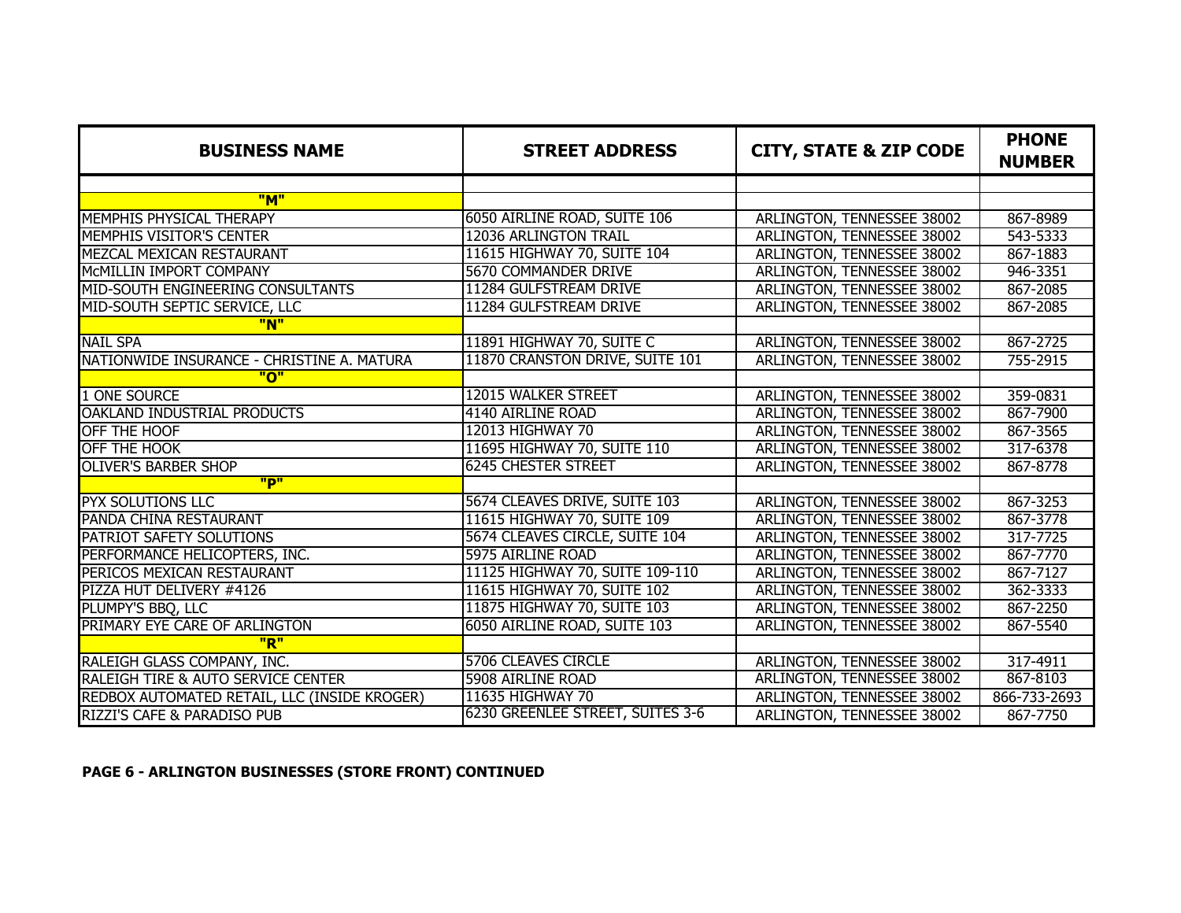| BUSINESS NAME | STREET ADDRESS | CITY, STATE & ZIP CODE | PHONE NUMBER |
|---|---|---|---|
| | | | |
| **"M"** | | | |
| MEMPHIS PHYSICAL THERAPY | 6050 AIRLINE ROAD, SUITE 106 | ARLINGTON, TENNESSEE 38002 | 867-8989 |
| MEMPHIS VISITOR'S CENTER | 12036 ARLINGTON TRAIL | ARLINGTON, TENNESSEE 38002 | 543-5333 |
| MEZCAL MEXICAN RESTAURANT | 11615 HIGHWAY 70, SUITE 104 | ARLINGTON, TENNESSEE 38002 | 867-1883 |
| McMILLIN IMPORT COMPANY | 5670 COMMANDER DRIVE | ARLINGTON, TENNESSEE 38002 | 946-3351 |
| MID-SOUTH ENGINEERING CONSULTANTS | 11284 GULFSTREAM DRIVE | ARLINGTON, TENNESSEE 38002 | 867-2085 |
| MID-SOUTH SEPTIC SERVICE, LLC | 11284 GULFSTREAM DRIVE | ARLINGTON, TENNESSEE 38002 | 867-2085 |
| **"N"** | | | |
| NAIL SPA | 11891 HIGHWAY 70, SUITE C | ARLINGTON, TENNESSEE 38002 | 867-2725 |
| NATIONWIDE INSURANCE - CHRISTINE A. MATURA | 11870 CRANSTON DRIVE, SUITE 101 | ARLINGTON, TENNESSEE 38002 | 755-2915 |
| **"O"** | | | |
| 1 ONE SOURCE | 12015 WALKER STREET | ARLINGTON, TENNESSEE 38002 | 359-0831 |
| OAKLAND INDUSTRIAL PRODUCTS | 4140 AIRLINE ROAD | ARLINGTON, TENNESSEE 38002 | 867-7900 |
| OFF THE HOOF | 12013 HIGHWAY 70 | ARLINGTON, TENNESSEE 38002 | 867-3565 |
| OFF THE HOOK | 11695 HIGHWAY 70, SUITE 110 | ARLINGTON, TENNESSEE 38002 | 317-6378 |
| OLIVER'S BARBER SHOP | 6245 CHESTER STREET | ARLINGTON, TENNESSEE 38002 | 867-8778 |
| **"P"** | | | |
| PYX SOLUTIONS LLC | 5674 CLEAVES DRIVE, SUITE 103 | ARLINGTON, TENNESSEE 38002 | 867-3253 |
| PANDA CHINA RESTAURANT | 11615 HIGHWAY 70, SUITE 109 | ARLINGTON, TENNESSEE 38002 | 867-3778 |
| PATRIOT SAFETY SOLUTIONS | 5674 CLEAVES CIRCLE, SUITE 104 | ARLINGTON, TENNESSEE 38002 | 317-7725 |
| PERFORMANCE HELICOPTERS, INC. | 5975 AIRLINE ROAD | ARLINGTON, TENNESSEE 38002 | 867-7770 |
| PERICOS MEXICAN RESTAURANT | 11125 HIGHWAY 70, SUITE 109-110 | ARLINGTON, TENNESSEE 38002 | 867-7127 |
| PIZZA HUT DELIVERY #4126 | 11615 HIGHWAY 70, SUITE 102 | ARLINGTON, TENNESSEE 38002 | 362-3333 |
| PLUMPY'S BBQ, LLC | 11875 HIGHWAY 70, SUITE 103 | ARLINGTON, TENNESSEE 38002 | 867-2250 |
| PRIMARY EYE CARE OF ARLINGTON | 6050 AIRLINE ROAD, SUITE 103 | ARLINGTON, TENNESSEE 38002 | 867-5540 |
| **"R"** | | | |
| RALEIGH GLASS COMPANY, INC. | 5706 CLEAVES CIRCLE | ARLINGTON, TENNESSEE 38002 | 317-4911 |
| RALEIGH TIRE & AUTO SERVICE CENTER | 5908 AIRLINE ROAD | ARLINGTON, TENNESSEE 38002 | 867-8103 |
| REDBOX AUTOMATED RETAIL, LLC (INSIDE KROGER) | 11635 HIGHWAY 70 | ARLINGTON, TENNESSEE 38002 | 866-733-2693 |
| RIZZI'S CAFE & PARADISO PUB | 6230 GREENLEE STREET, SUITES 3-6 | ARLINGTON, TENNESSEE 38002 | 867-7750 |

**PAGE 6 - ARLINGTON BUSINESSES (STORE FRONT) CONTINUED**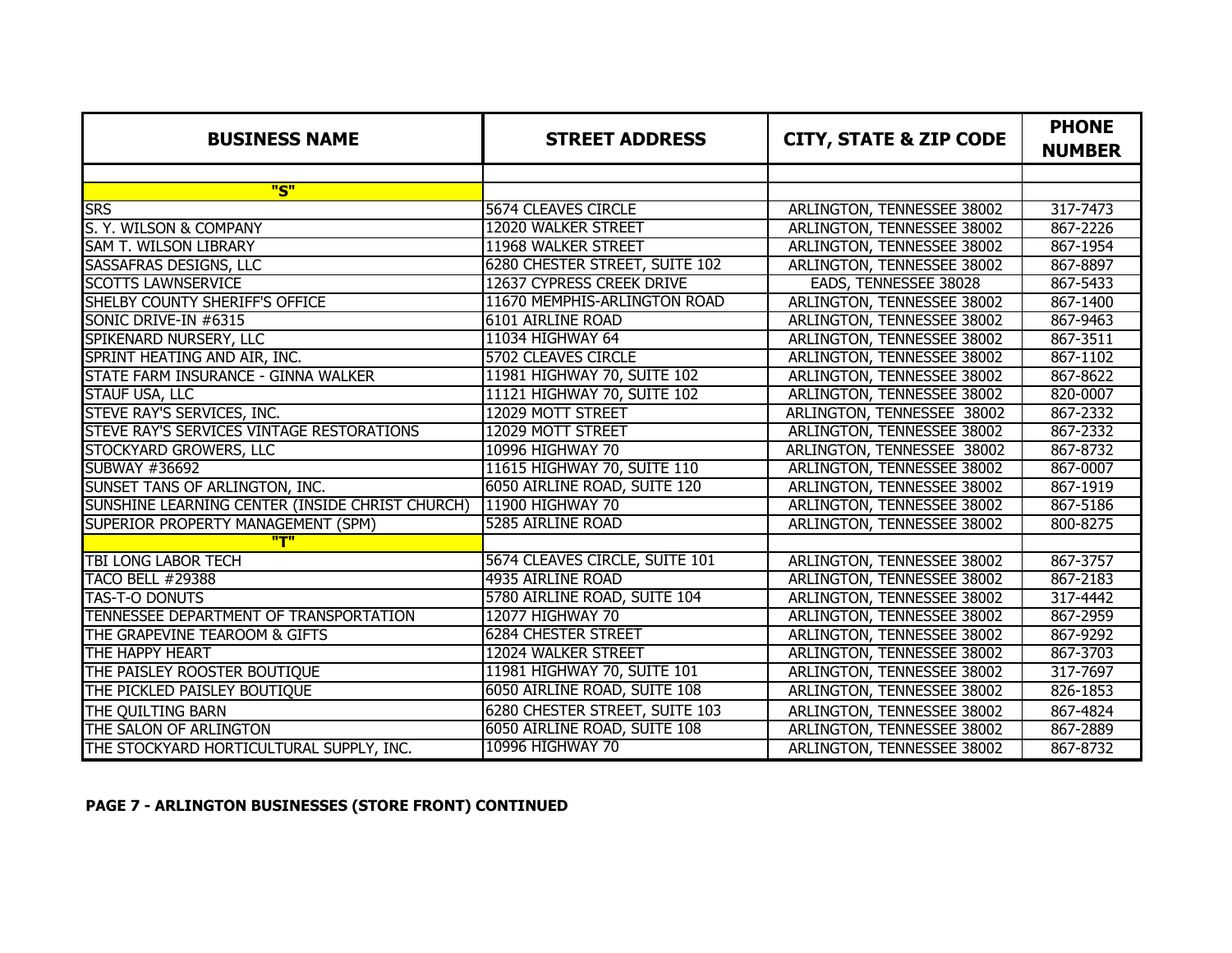| BUSINESS NAME | STREET ADDRESS | CITY, STATE & ZIP CODE | PHONE NUMBER |
|---|---|---|---|
| | | | |
| **"S"** | | | |
| SRS | 5674 CLEAVES CIRCLE | ARLINGTON, TENNESSEE 38002 | 317-7473 |
| S. Y. WILSON & COMPANY | 12020 WALKER STREET | ARLINGTON, TENNESSEE 38002 | 867-2226 |
| SAM T. WILSON LIBRARY | 11968 WALKER STREET | ARLINGTON, TENNESSEE 38002 | 867-1954 |
| SASSAFRAS DESIGNS, LLC | 6280 CHESTER STREET, SUITE 102 | ARLINGTON, TENNESSEE 38002 | 867-8897 |
| SCOTTS LAWNSERVICE | 12637 CYPRESS CREEK DRIVE | EADS, TENNESSEE 38028 | 867-5433 |
| SHELBY COUNTY SHERIFF'S OFFICE | 11670 MEMPHIS-ARLINGTON ROAD | ARLINGTON, TENNESSEE 38002 | 867-1400 |
| SONIC DRIVE-IN #6315 | 6101 AIRLINE ROAD | ARLINGTON, TENNESSEE 38002 | 867-9463 |
| SPIKENARD NURSERY, LLC | 11034 HIGHWAY 64 | ARLINGTON, TENNESSEE 38002 | 867-3511 |
| SPRINT HEATING AND AIR, INC. | 5702 CLEAVES CIRCLE | ARLINGTON, TENNESSEE 38002 | 867-1102 |
| STATE FARM INSURANCE - GINNA WALKER | 11981 HIGHWAY 70, SUITE 102 | ARLINGTON, TENNESSEE 38002 | 867-8622 |
| STAUF USA, LLC | 11121 HIGHWAY 70, SUITE 102 | ARLINGTON, TENNESSEE 38002 | 820-0007 |
| STEVE RAY'S SERVICES, INC. | 12029 MOTT STREET | ARLINGTON, TENNESSEE 38002 | 867-2332 |
| STEVE RAY'S SERVICES VINTAGE RESTORATIONS | 12029 MOTT STREET | ARLINGTON, TENNESSEE 38002 | 867-2332 |
| STOCKYARD GROWERS, LLC | 10996 HIGHWAY 70 | ARLINGTON, TENNESSEE 38002 | 867-8732 |
| SUBWAY #36692 | 11615 HIGHWAY 70, SUITE 110 | ARLINGTON, TENNESSEE 38002 | 867-0007 |
| SUNSET TANS OF ARLINGTON, INC. | 6050 AIRLINE ROAD, SUITE 120 | ARLINGTON, TENNESSEE 38002 | 867-1919 |
| SUNSHINE LEARNING CENTER (INSIDE CHRIST CHURCH) | 11900 HIGHWAY 70 | ARLINGTON, TENNESSEE 38002 | 867-5186 |
| SUPERIOR PROPERTY MANAGEMENT (SPM) | 5285 AIRLINE ROAD | ARLINGTON, TENNESSEE 38002 | 800-8275 |
| **"T"** | | | |
| TBI LONG LABOR TECH | 5674 CLEAVES CIRCLE, SUITE 101 | ARLINGTON, TENNESSEE 38002 | 867-3757 |
| TACO BELL #29388 | 4935 AIRLINE ROAD | ARLINGTON, TENNESSEE 38002 | 867-2183 |
| TAS-T-O DONUTS | 5780 AIRLINE ROAD, SUITE 104 | ARLINGTON, TENNESSEE 38002 | 317-4442 |
| TENNESSEE DEPARTMENT OF TRANSPORTATION | 12077 HIGHWAY 70 | ARLINGTON, TENNESSEE 38002 | 867-2959 |
| THE GRAPEVINE TEAROOM & GIFTS | 6284 CHESTER STREET | ARLINGTON, TENNESSEE 38002 | 867-9292 |
| THE HAPPY HEART | 12024 WALKER STREET | ARLINGTON, TENNESSEE 38002 | 867-3703 |
| THE PAISLEY ROOSTER BOUTIQUE | 11981 HIGHWAY 70, SUITE 101 | ARLINGTON, TENNESSEE 38002 | 317-7697 |
| THE PICKLED PAISLEY BOUTIQUE | 6050 AIRLINE ROAD, SUITE 108 | ARLINGTON, TENNESSEE 38002 | 826-1853 |
| THE QUILTING BARN | 6280 CHESTER STREET, SUITE 103 | ARLINGTON, TENNESSEE 38002 | 867-4824 |
| THE SALON OF ARLINGTON | 6050 AIRLINE ROAD, SUITE 108 | ARLINGTON, TENNESSEE 38002 | 867-2889 |
| THE STOCKYARD HORTICULTURAL SUPPLY, INC. | 10996 HIGHWAY 70 | ARLINGTON, TENNESSEE 38002 | 867-8732 |

**PAGE 7 - ARLINGTON BUSINESSES (STORE FRONT) CONTINUED**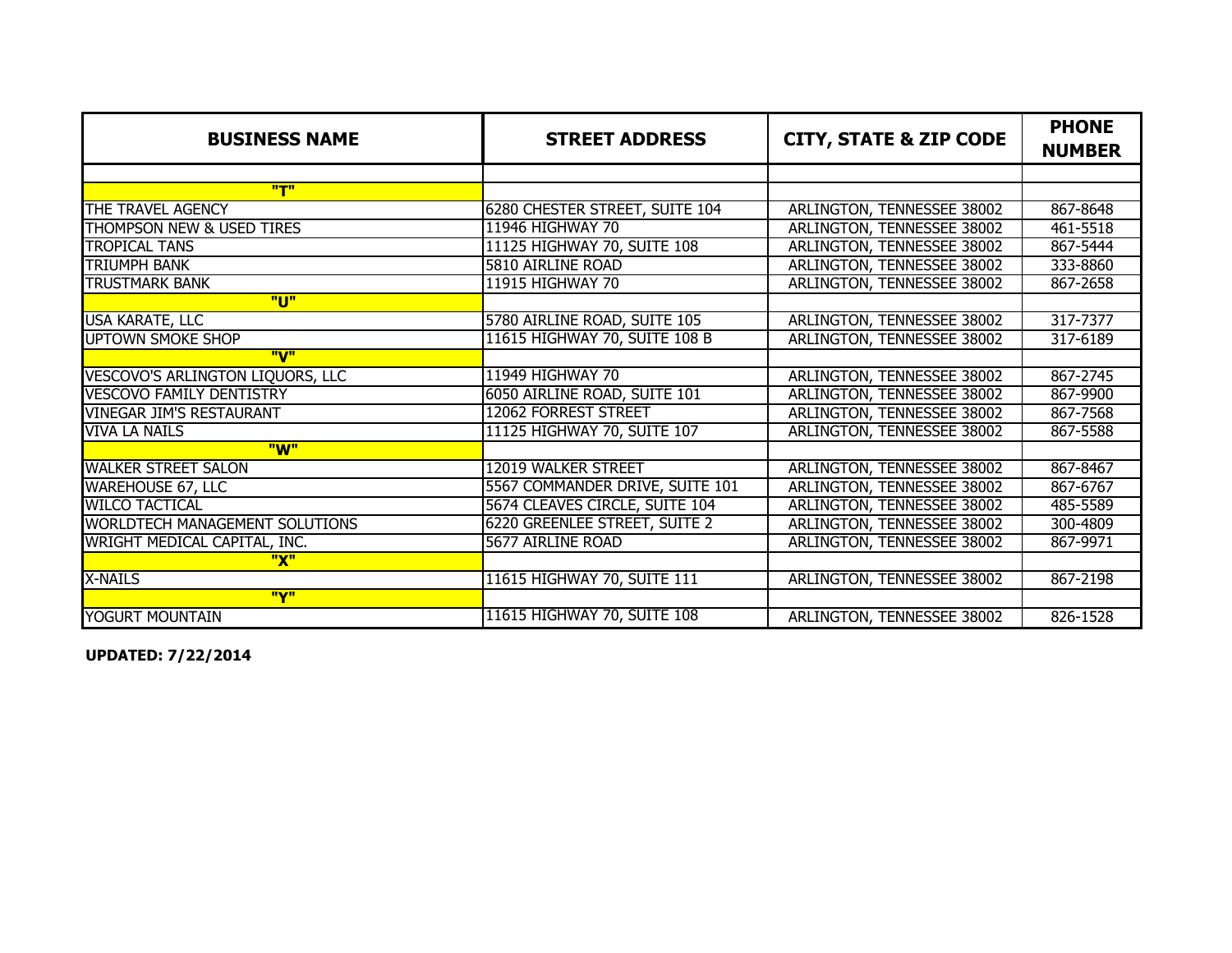| BUSINESS NAME | STREET ADDRESS | CITY, STATE & ZIP CODE | PHONE NUMBER |
|---|---|---|---|
| | | | |
| **"T"** | | | |
| THE TRAVEL AGENCY | 6280 CHESTER STREET, SUITE 104 | ARLINGTON, TENNESSEE 38002 | 867-8648 |
| THOMPSON NEW & USED TIRES | 11946 HIGHWAY 70 | ARLINGTON, TENNESSEE 38002 | 461-5518 |
| TROPICAL TANS | 11125 HIGHWAY 70, SUITE 108 | ARLINGTON, TENNESSEE 38002 | 867-5444 |
| TRIUMPH BANK | 5810 AIRLINE ROAD | ARLINGTON, TENNESSEE 38002 | 333-8860 |
| TRUSTMARK BANK | 11915 HIGHWAY 70 | ARLINGTON, TENNESSEE 38002 | 867-2658 |
| **"U"** | | | |
| USA KARATE, LLC | 5780 AIRLINE ROAD, SUITE 105 | ARLINGTON, TENNESSEE 38002 | 317-7377 |
| UPTOWN SMOKE SHOP | 11615 HIGHWAY 70, SUITE 108 B | ARLINGTON, TENNESSEE 38002 | 317-6189 |
| **"V"** | | | |
| VESCOVO'S ARLINGTON LIQUORS, LLC | 11949 HIGHWAY 70 | ARLINGTON, TENNESSEE 38002 | 867-2745 |
| VESCOVO FAMILY DENTISTRY | 6050 AIRLINE ROAD, SUITE 101 | ARLINGTON, TENNESSEE 38002 | 867-9900 |
| VINEGAR JIM'S RESTAURANT | 12062 FORREST STREET | ARLINGTON, TENNESSEE 38002 | 867-7568 |
| VIVA LA NAILS | 11125 HIGHWAY 70, SUITE 107 | ARLINGTON, TENNESSEE 38002 | 867-5588 |
| **"W"** | | | |
| WALKER STREET SALON | 12019 WALKER STREET | ARLINGTON, TENNESSEE 38002 | 867-8467 |
| WAREHOUSE 67, LLC | 5567 COMMANDER DRIVE, SUITE 101 | ARLINGTON, TENNESSEE 38002 | 867-6767 |
| WILCO TACTICAL | 5674 CLEAVES CIRCLE, SUITE 104 | ARLINGTON, TENNESSEE 38002 | 485-5589 |
| WORLDTECH MANAGEMENT SOLUTIONS | 6220 GREENLEE STREET, SUITE 2 | ARLINGTON, TENNESSEE 38002 | 300-4809 |
| WRIGHT MEDICAL CAPITAL, INC. | 5677 AIRLINE ROAD | ARLINGTON, TENNESSEE 38002 | 867-9971 |
| **"X"** | | | |
| X-NAILS | 11615 HIGHWAY 70, SUITE 111 | ARLINGTON, TENNESSEE 38002 | 867-2198 |
| **"Y"** | | | |
| YOGURT MOUNTAIN | 11615 HIGHWAY 70, SUITE 108 | ARLINGTON, TENNESSEE 38002 | 826-1528 |

**UPDATED: 7/22/2014**